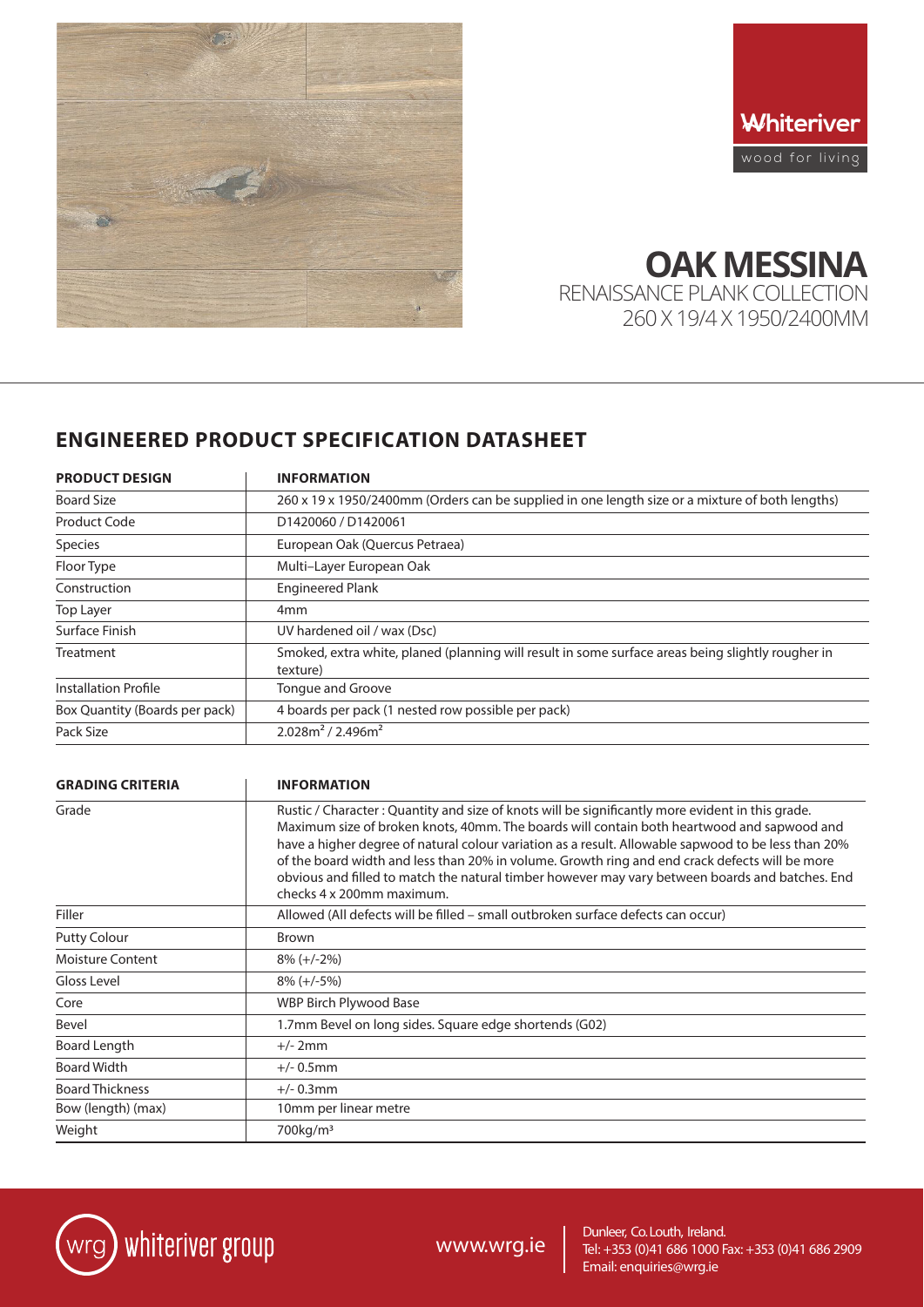Whiteriver
wood for living

# OAK MESSINA

RENAISSANCE PLANK COLLECTION
260 X 19/4 X 1950/2400MM

## ENGINEERED PRODUCT SPECIFICATION DATASHEET

| PRODUCT DESIGN | INFORMATION |
|---|---|
| Board Size | 260 x 19 x 1950/2400mm (Orders can be supplied in one length size or a mixture of both lengths) |
| Product Code | D1420060 / D1420061 |
| Species | European Oak (Quercus Petraea) |
| Floor Type | Multi–Layer European Oak |
| Construction | Engineered Plank |
| Top Layer | 4mm |
| Surface Finish | UV hardened oil / wax (Dsc) |
| Treatment | Smoked, extra white, planed (planning will result in some surface areas being slightly rougher in texture) |
| Installation Profile | Tongue and Groove |
| Box Quantity (Boards per pack) | 4 boards per pack (1 nested row possible per pack) |
| Pack Size | 2.028m² / 2.496m² |

| GRADING CRITERIA | INFORMATION |
|---|---|
| Grade | Rustic / Character : Quantity and size of knots will be significantly more evident in this grade. Maximum size of broken knots, 40mm. The boards will contain both heartwood and sapwood and have a higher degree of natural colour variation as a result. Allowable sapwood to be less than 20% of the board width and less than 20% in volume. Growth ring and end crack defects will be more obvious and filled to match the natural timber however may vary between boards and batches. End checks 4 x 200mm maximum. |
| Filler | Allowed (All defects will be filled – small outbroken surface defects can occur) |
| Putty Colour | Brown |
| Moisture Content | 8% (+/-2%) |
| Gloss Level | 8% (+/-5%) |
| Core | WBP Birch Plywood Base |
| Bevel | 1.7mm Bevel on long sides. Square edge shortends (G02) |
| Board Length | +/- 2mm |
| Board Width | +/- 0.5mm |
| Board Thickness | +/- 0.3mm |
| Bow (length) (max) | 10mm per linear metre |
| Weight | 700kg/m³ |

wrg whiteriver group

www.wrg.ie

Dunleer, Co. Louth, Ireland.
Tel: +353 (0)41 686 1000 Fax: +353 (0)41 686 2909
Email: enquiries@wrg.ie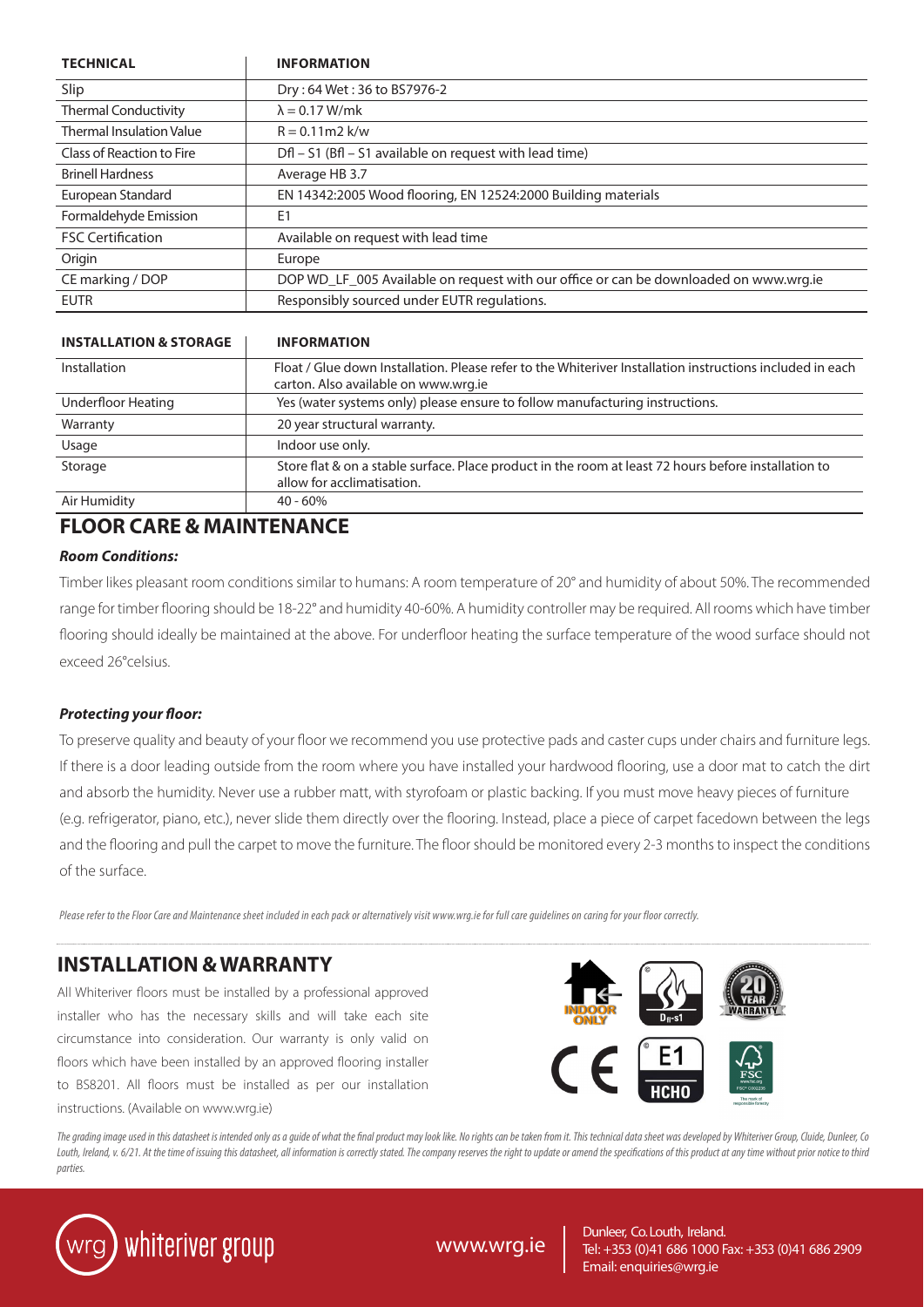| TECHNICAL | INFORMATION |
|---|---|
| Slip | Dry : 64 Wet : 36 to BS7976-2 |
| Thermal Conductivity | $\lambda$ = 0.17 W/mk |
| Thermal Insulation Value | R = 0.11m2 k/w |
| Class of Reaction to Fire | Dfl – S1 (Bfl – S1 available on request with lead time) |
| Brinell Hardness | Average HB 3.7 |
| European Standard | EN 14342:2005 Wood flooring, EN 12524:2000 Building materials |
| Formaldehyde Emission | E1 |
| FSC Certification | Available on request with lead time |
| Origin | Europe |
| CE marking / DOP | DOP WD_LF_005 Available on request with our office or can be downloaded on www.wrg.ie |
| EUTR | Responsibly sourced under EUTR regulations. |

| INSTALLATION & STORAGE | INFORMATION |
|---|---|
| Installation | Float / Glue down Installation. Please refer to the Whiteriver Installation instructions included in each carton. Also available on www.wrg.ie |
| Underfloor Heating | Yes (water systems only) please ensure to follow manufacturing instructions. |
| Warranty | 20 year structural warranty. |
| Usage | Indoor use only. |
| Storage | Store flat & on a stable surface. Place product in the room at least 72 hours before installation to allow for acclimatisation. |
| Air Humidity | 40 - 60% |

## FLOOR CARE & MAINTENANCE

***Room Conditions:***

Timber likes pleasant room conditions similar to humans: A room temperature of 20° and humidity of about 50%. The recommended range for timber flooring should be 18-22° and humidity 40-60%. A humidity controller may be required. All rooms which have timber flooring should ideally be maintained at the above. For underfloor heating the surface temperature of the wood surface should not exceed 26°celsius.

***Protecting your floor:***

To preserve quality and beauty of your floor we recommend you use protective pads and caster cups under chairs and furniture legs. If there is a door leading outside from the room where you have installed your hardwood flooring, use a door mat to catch the dirt and absorb the humidity. Never use a rubber matt, with styrofoam or plastic backing. If you must move heavy pieces of furniture (e.g. refrigerator, piano, etc.), never slide them directly over the flooring. Instead, place a piece of carpet facedown between the legs and the flooring and pull the carpet to move the furniture. The floor should be monitored every 2-3 months to inspect the conditions of the surface.

*Please refer to the Floor Care and Maintenance sheet included in each pack or alternatively visit www.wrg.ie for full care guidelines on caring for your floor correctly.*

## INSTALLATION & WARRANTY

All Whiteriver floors must be installed by a professional approved installer who has the necessary skills and will take each site circumstance into consideration. Our warranty is only valid on floors which have been installed by an approved flooring installer to BS8201. All floors must be installed as per our installation instructions. (Available on www.wrg.ie)

INDOOR ONLY

Dfl-s1

20 YEAR WARRANTY

CE

E1 HCHO

FSC

*The grading image used in this datasheet is intended only as a guide of what the final product may look like. No rights can be taken from it. This technical data sheet was developed by Whiteriver Group, Cluide, Dunleer, Co Louth, Ireland, v. 6/21. At the time of issuing this datasheet, all information is correctly stated. The company reserves the right to update or amend the specifications of this product at any time without prior notice to third parties.*

wrg whiteriver group

www.wrg.ie

Dunleer, Co. Louth, Ireland.
Tel: +353 (0)41 686 1000 Fax: +353 (0)41 686 2909
Email: enquiries@wrg.ie